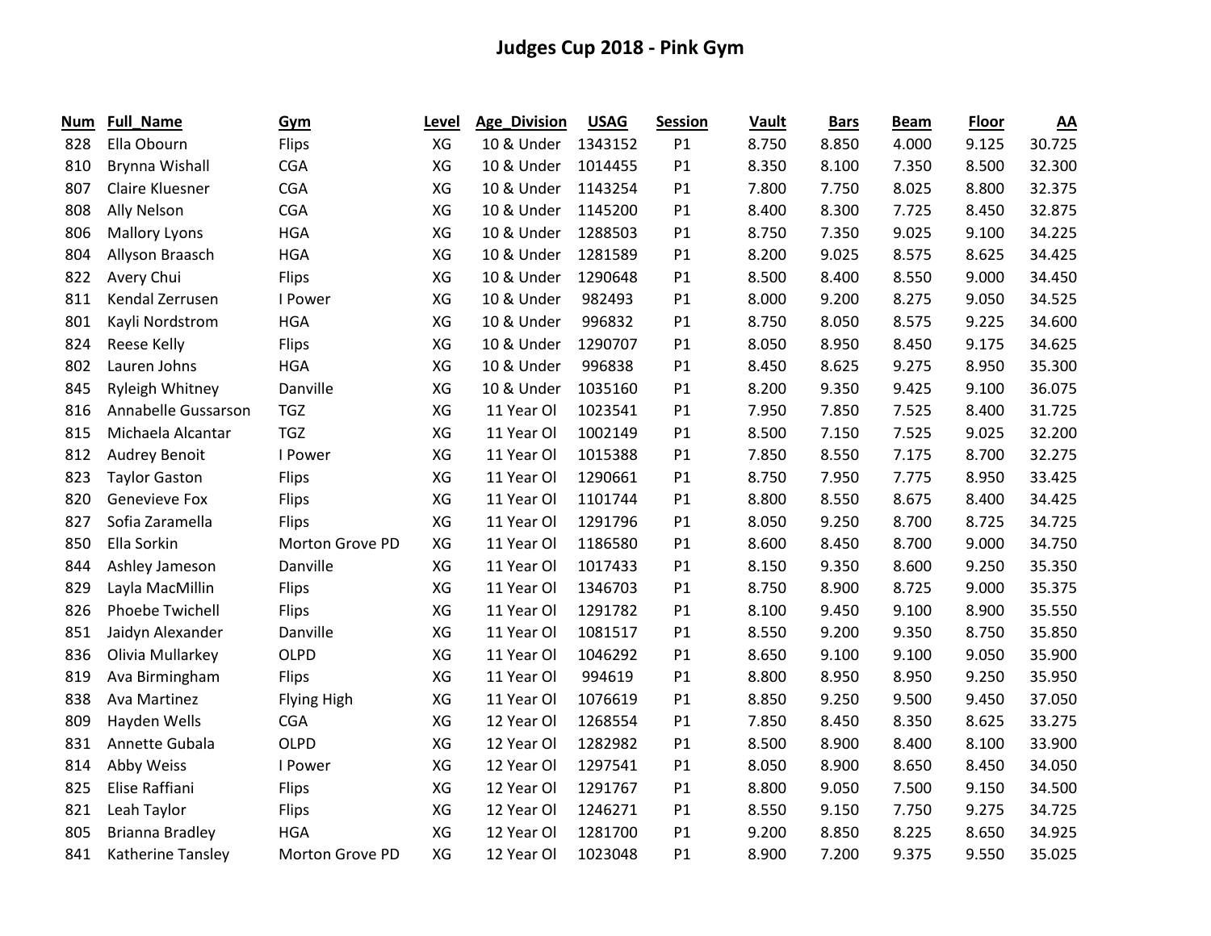# Judges Cup 2018 - Pink Gym

| Num | Full_Name | Gym | Level | Age_Division | USAG | Session | Vault | Bars | Beam | Floor | AA |
|---|---|---|---|---|---|---|---|---|---|---|---|
| 828 | Ella Obourn | Flips | XG | 10 & Under | 1343152 | P1 | 8.750 | 8.850 | 4.000 | 9.125 | 30.725 |
| 810 | Brynna Wishall | CGA | XG | 10 & Under | 1014455 | P1 | 8.350 | 8.100 | 7.350 | 8.500 | 32.300 |
| 807 | Claire Kluesner | CGA | XG | 10 & Under | 1143254 | P1 | 7.800 | 7.750 | 8.025 | 8.800 | 32.375 |
| 808 | Ally Nelson | CGA | XG | 10 & Under | 1145200 | P1 | 8.400 | 8.300 | 7.725 | 8.450 | 32.875 |
| 806 | Mallory Lyons | HGA | XG | 10 & Under | 1288503 | P1 | 8.750 | 7.350 | 9.025 | 9.100 | 34.225 |
| 804 | Allyson Braasch | HGA | XG | 10 & Under | 1281589 | P1 | 8.200 | 9.025 | 8.575 | 8.625 | 34.425 |
| 822 | Avery Chui | Flips | XG | 10 & Under | 1290648 | P1 | 8.500 | 8.400 | 8.550 | 9.000 | 34.450 |
| 811 | Kendal Zerrusen | I Power | XG | 10 & Under | 982493 | P1 | 8.000 | 9.200 | 8.275 | 9.050 | 34.525 |
| 801 | Kayli Nordstrom | HGA | XG | 10 & Under | 996832 | P1 | 8.750 | 8.050 | 8.575 | 9.225 | 34.600 |
| 824 | Reese Kelly | Flips | XG | 10 & Under | 1290707 | P1 | 8.050 | 8.950 | 8.450 | 9.175 | 34.625 |
| 802 | Lauren Johns | HGA | XG | 10 & Under | 996838 | P1 | 8.450 | 8.625 | 9.275 | 8.950 | 35.300 |
| 845 | Ryleigh Whitney | Danville | XG | 10 & Under | 1035160 | P1 | 8.200 | 9.350 | 9.425 | 9.100 | 36.075 |
| 816 | Annabelle Gussarson | TGZ | XG | 11 Year Ol | 1023541 | P1 | 7.950 | 7.850 | 7.525 | 8.400 | 31.725 |
| 815 | Michaela Alcantar | TGZ | XG | 11 Year Ol | 1002149 | P1 | 8.500 | 7.150 | 7.525 | 9.025 | 32.200 |
| 812 | Audrey Benoit | I Power | XG | 11 Year Ol | 1015388 | P1 | 7.850 | 8.550 | 7.175 | 8.700 | 32.275 |
| 823 | Taylor Gaston | Flips | XG | 11 Year Ol | 1290661 | P1 | 8.750 | 7.950 | 7.775 | 8.950 | 33.425 |
| 820 | Genevieve Fox | Flips | XG | 11 Year Ol | 1101744 | P1 | 8.800 | 8.550 | 8.675 | 8.400 | 34.425 |
| 827 | Sofia Zaramella | Flips | XG | 11 Year Ol | 1291796 | P1 | 8.050 | 9.250 | 8.700 | 8.725 | 34.725 |
| 850 | Ella Sorkin | Morton Grove PD | XG | 11 Year Ol | 1186580 | P1 | 8.600 | 8.450 | 8.700 | 9.000 | 34.750 |
| 844 | Ashley Jameson | Danville | XG | 11 Year Ol | 1017433 | P1 | 8.150 | 9.350 | 8.600 | 9.250 | 35.350 |
| 829 | Layla MacMillin | Flips | XG | 11 Year Ol | 1346703 | P1 | 8.750 | 8.900 | 8.725 | 9.000 | 35.375 |
| 826 | Phoebe Twichell | Flips | XG | 11 Year Ol | 1291782 | P1 | 8.100 | 9.450 | 9.100 | 8.900 | 35.550 |
| 851 | Jaidyn Alexander | Danville | XG | 11 Year Ol | 1081517 | P1 | 8.550 | 9.200 | 9.350 | 8.750 | 35.850 |
| 836 | Olivia Mullarkey | OLPD | XG | 11 Year Ol | 1046292 | P1 | 8.650 | 9.100 | 9.100 | 9.050 | 35.900 |
| 819 | Ava Birmingham | Flips | XG | 11 Year Ol | 994619 | P1 | 8.800 | 8.950 | 8.950 | 9.250 | 35.950 |
| 838 | Ava Martinez | Flying High | XG | 11 Year Ol | 1076619 | P1 | 8.850 | 9.250 | 9.500 | 9.450 | 37.050 |
| 809 | Hayden Wells | CGA | XG | 12 Year Ol | 1268554 | P1 | 7.850 | 8.450 | 8.350 | 8.625 | 33.275 |
| 831 | Annette Gubala | OLPD | XG | 12 Year Ol | 1282982 | P1 | 8.500 | 8.900 | 8.400 | 8.100 | 33.900 |
| 814 | Abby Weiss | I Power | XG | 12 Year Ol | 1297541 | P1 | 8.050 | 8.900 | 8.650 | 8.450 | 34.050 |
| 825 | Elise Raffiani | Flips | XG | 12 Year Ol | 1291767 | P1 | 8.800 | 9.050 | 7.500 | 9.150 | 34.500 |
| 821 | Leah Taylor | Flips | XG | 12 Year Ol | 1246271 | P1 | 8.550 | 9.150 | 7.750 | 9.275 | 34.725 |
| 805 | Brianna Bradley | HGA | XG | 12 Year Ol | 1281700 | P1 | 9.200 | 8.850 | 8.225 | 8.650 | 34.925 |
| 841 | Katherine Tansley | Morton Grove PD | XG | 12 Year Ol | 1023048 | P1 | 8.900 | 7.200 | 9.375 | 9.550 | 35.025 |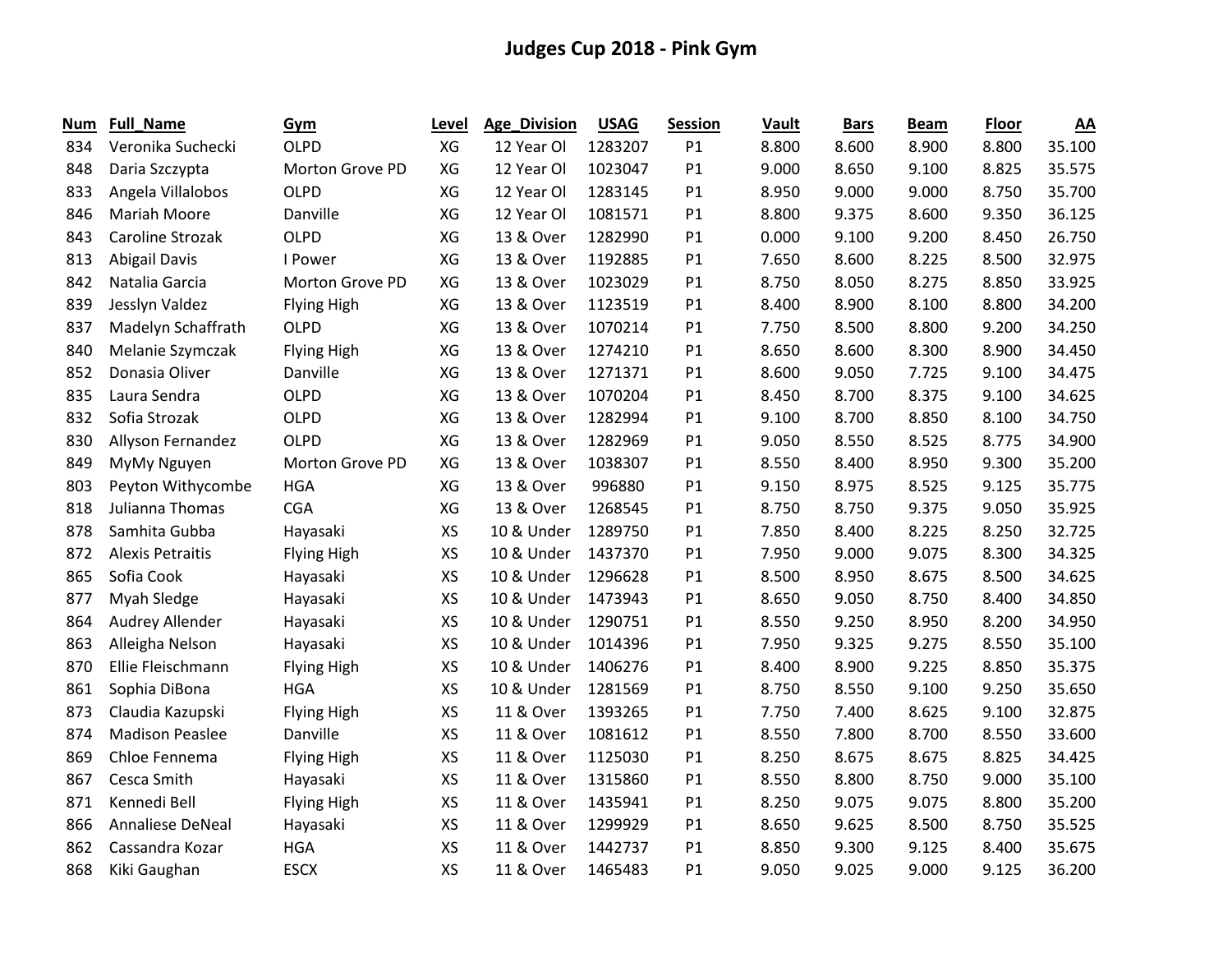# Judges Cup 2018 - Pink Gym

| Num | Full_Name | Gym | Level | Age_Division | USAG | Session | Vault | Bars | Beam | Floor | AA |
|---|---|---|---|---|---|---|---|---|---|---|---|
| 834 | Veronika Suchecki | OLPD | XG | 12 Year Ol | 1283207 | P1 | 8.800 | 8.600 | 8.900 | 8.800 | 35.100 |
| 848 | Daria Szczypta | Morton Grove PD | XG | 12 Year Ol | 1023047 | P1 | 9.000 | 8.650 | 9.100 | 8.825 | 35.575 |
| 833 | Angela Villalobos | OLPD | XG | 12 Year Ol | 1283145 | P1 | 8.950 | 9.000 | 9.000 | 8.750 | 35.700 |
| 846 | Mariah Moore | Danville | XG | 12 Year Ol | 1081571 | P1 | 8.800 | 9.375 | 8.600 | 9.350 | 36.125 |
| 843 | Caroline Strozak | OLPD | XG | 13 & Over | 1282990 | P1 | 0.000 | 9.100 | 9.200 | 8.450 | 26.750 |
| 813 | Abigail Davis | I Power | XG | 13 & Over | 1192885 | P1 | 7.650 | 8.600 | 8.225 | 8.500 | 32.975 |
| 842 | Natalia Garcia | Morton Grove PD | XG | 13 & Over | 1023029 | P1 | 8.750 | 8.050 | 8.275 | 8.850 | 33.925 |
| 839 | Jesslyn Valdez | Flying High | XG | 13 & Over | 1123519 | P1 | 8.400 | 8.900 | 8.100 | 8.800 | 34.200 |
| 837 | Madelyn Schaffrath | OLPD | XG | 13 & Over | 1070214 | P1 | 7.750 | 8.500 | 8.800 | 9.200 | 34.250 |
| 840 | Melanie Szymczak | Flying High | XG | 13 & Over | 1274210 | P1 | 8.650 | 8.600 | 8.300 | 8.900 | 34.450 |
| 852 | Donasia Oliver | Danville | XG | 13 & Over | 1271371 | P1 | 8.600 | 9.050 | 7.725 | 9.100 | 34.475 |
| 835 | Laura Sendra | OLPD | XG | 13 & Over | 1070204 | P1 | 8.450 | 8.700 | 8.375 | 9.100 | 34.625 |
| 832 | Sofia Strozak | OLPD | XG | 13 & Over | 1282994 | P1 | 9.100 | 8.700 | 8.850 | 8.100 | 34.750 |
| 830 | Allyson Fernandez | OLPD | XG | 13 & Over | 1282969 | P1 | 9.050 | 8.550 | 8.525 | 8.775 | 34.900 |
| 849 | MyMy Nguyen | Morton Grove PD | XG | 13 & Over | 1038307 | P1 | 8.550 | 8.400 | 8.950 | 9.300 | 35.200 |
| 803 | Peyton Withycombe | HGA | XG | 13 & Over | 996880 | P1 | 9.150 | 8.975 | 8.525 | 9.125 | 35.775 |
| 818 | Julianna Thomas | CGA | XG | 13 & Over | 1268545 | P1 | 8.750 | 8.750 | 9.375 | 9.050 | 35.925 |
| 878 | Samhita Gubba | Hayasaki | XS | 10 & Under | 1289750 | P1 | 7.850 | 8.400 | 8.225 | 8.250 | 32.725 |
| 872 | Alexis Petraitis | Flying High | XS | 10 & Under | 1437370 | P1 | 7.950 | 9.000 | 9.075 | 8.300 | 34.325 |
| 865 | Sofia Cook | Hayasaki | XS | 10 & Under | 1296628 | P1 | 8.500 | 8.950 | 8.675 | 8.500 | 34.625 |
| 877 | Myah Sledge | Hayasaki | XS | 10 & Under | 1473943 | P1 | 8.650 | 9.050 | 8.750 | 8.400 | 34.850 |
| 864 | Audrey Allender | Hayasaki | XS | 10 & Under | 1290751 | P1 | 8.550 | 9.250 | 8.950 | 8.200 | 34.950 |
| 863 | Alleigha Nelson | Hayasaki | XS | 10 & Under | 1014396 | P1 | 7.950 | 9.325 | 9.275 | 8.550 | 35.100 |
| 870 | Ellie Fleischmann | Flying High | XS | 10 & Under | 1406276 | P1 | 8.400 | 8.900 | 9.225 | 8.850 | 35.375 |
| 861 | Sophia DiBona | HGA | XS | 10 & Under | 1281569 | P1 | 8.750 | 8.550 | 9.100 | 9.250 | 35.650 |
| 873 | Claudia Kazupski | Flying High | XS | 11 & Over | 1393265 | P1 | 7.750 | 7.400 | 8.625 | 9.100 | 32.875 |
| 874 | Madison Peaslee | Danville | XS | 11 & Over | 1081612 | P1 | 8.550 | 7.800 | 8.700 | 8.550 | 33.600 |
| 869 | Chloe Fennema | Flying High | XS | 11 & Over | 1125030 | P1 | 8.250 | 8.675 | 8.675 | 8.825 | 34.425 |
| 867 | Cesca Smith | Hayasaki | XS | 11 & Over | 1315860 | P1 | 8.550 | 8.800 | 8.750 | 9.000 | 35.100 |
| 871 | Kennedi Bell | Flying High | XS | 11 & Over | 1435941 | P1 | 8.250 | 9.075 | 9.075 | 8.800 | 35.200 |
| 866 | Annaliese DeNeal | Hayasaki | XS | 11 & Over | 1299929 | P1 | 8.650 | 9.625 | 8.500 | 8.750 | 35.525 |
| 862 | Cassandra Kozar | HGA | XS | 11 & Over | 1442737 | P1 | 8.850 | 9.300 | 9.125 | 8.400 | 35.675 |
| 868 | Kiki Gaughan | ESCX | XS | 11 & Over | 1465483 | P1 | 9.050 | 9.025 | 9.000 | 9.125 | 36.200 |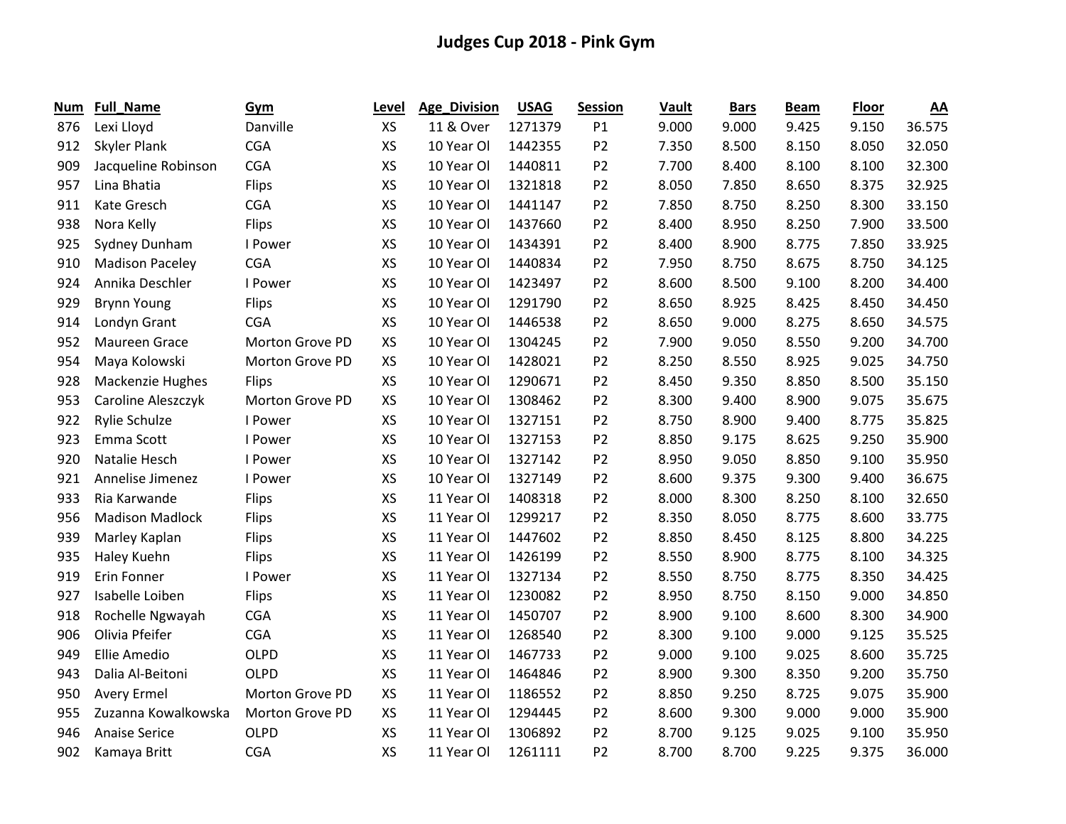# Judges Cup 2018 - Pink Gym

| Num | Full_Name | Gym | Level | Age_Division | USAG | Session | Vault | Bars | Beam | Floor | AA |
|---|---|---|---|---|---|---|---|---|---|---|---|
| 876 | Lexi Lloyd | Danville | XS | 11 & Over | 1271379 | P1 | 9.000 | 9.000 | 9.425 | 9.150 | 36.575 |
| 912 | Skyler Plank | CGA | XS | 10 Year Ol | 1442355 | P2 | 7.350 | 8.500 | 8.150 | 8.050 | 32.050 |
| 909 | Jacqueline Robinson | CGA | XS | 10 Year Ol | 1440811 | P2 | 7.700 | 8.400 | 8.100 | 8.100 | 32.300 |
| 957 | Lina Bhatia | Flips | XS | 10 Year Ol | 1321818 | P2 | 8.050 | 7.850 | 8.650 | 8.375 | 32.925 |
| 911 | Kate Gresch | CGA | XS | 10 Year Ol | 1441147 | P2 | 7.850 | 8.750 | 8.250 | 8.300 | 33.150 |
| 938 | Nora Kelly | Flips | XS | 10 Year Ol | 1437660 | P2 | 8.400 | 8.950 | 8.250 | 7.900 | 33.500 |
| 925 | Sydney Dunham | I Power | XS | 10 Year Ol | 1434391 | P2 | 8.400 | 8.900 | 8.775 | 7.850 | 33.925 |
| 910 | Madison Paceley | CGA | XS | 10 Year Ol | 1440834 | P2 | 7.950 | 8.750 | 8.675 | 8.750 | 34.125 |
| 924 | Annika Deschler | I Power | XS | 10 Year Ol | 1423497 | P2 | 8.600 | 8.500 | 9.100 | 8.200 | 34.400 |
| 929 | Brynn Young | Flips | XS | 10 Year Ol | 1291790 | P2 | 8.650 | 8.925 | 8.425 | 8.450 | 34.450 |
| 914 | Londyn Grant | CGA | XS | 10 Year Ol | 1446538 | P2 | 8.650 | 9.000 | 8.275 | 8.650 | 34.575 |
| 952 | Maureen Grace | Morton Grove PD | XS | 10 Year Ol | 1304245 | P2 | 7.900 | 9.050 | 8.550 | 9.200 | 34.700 |
| 954 | Maya Kolowski | Morton Grove PD | XS | 10 Year Ol | 1428021 | P2 | 8.250 | 8.550 | 8.925 | 9.025 | 34.750 |
| 928 | Mackenzie Hughes | Flips | XS | 10 Year Ol | 1290671 | P2 | 8.450 | 9.350 | 8.850 | 8.500 | 35.150 |
| 953 | Caroline Aleszczyk | Morton Grove PD | XS | 10 Year Ol | 1308462 | P2 | 8.300 | 9.400 | 8.900 | 9.075 | 35.675 |
| 922 | Rylie Schulze | I Power | XS | 10 Year Ol | 1327151 | P2 | 8.750 | 8.900 | 9.400 | 8.775 | 35.825 |
| 923 | Emma Scott | I Power | XS | 10 Year Ol | 1327153 | P2 | 8.850 | 9.175 | 8.625 | 9.250 | 35.900 |
| 920 | Natalie Hesch | I Power | XS | 10 Year Ol | 1327142 | P2 | 8.950 | 9.050 | 8.850 | 9.100 | 35.950 |
| 921 | Annelise Jimenez | I Power | XS | 10 Year Ol | 1327149 | P2 | 8.600 | 9.375 | 9.300 | 9.400 | 36.675 |
| 933 | Ria Karwande | Flips | XS | 11 Year Ol | 1408318 | P2 | 8.000 | 8.300 | 8.250 | 8.100 | 32.650 |
| 956 | Madison Madlock | Flips | XS | 11 Year Ol | 1299217 | P2 | 8.350 | 8.050 | 8.775 | 8.600 | 33.775 |
| 939 | Marley Kaplan | Flips | XS | 11 Year Ol | 1447602 | P2 | 8.850 | 8.450 | 8.125 | 8.800 | 34.225 |
| 935 | Haley Kuehn | Flips | XS | 11 Year Ol | 1426199 | P2 | 8.550 | 8.900 | 8.775 | 8.100 | 34.325 |
| 919 | Erin Fonner | I Power | XS | 11 Year Ol | 1327134 | P2 | 8.550 | 8.750 | 8.775 | 8.350 | 34.425 |
| 927 | Isabelle Loiben | Flips | XS | 11 Year Ol | 1230082 | P2 | 8.950 | 8.750 | 8.150 | 9.000 | 34.850 |
| 918 | Rochelle Ngwayah | CGA | XS | 11 Year Ol | 1450707 | P2 | 8.900 | 9.100 | 8.600 | 8.300 | 34.900 |
| 906 | Olivia Pfeifer | CGA | XS | 11 Year Ol | 1268540 | P2 | 8.300 | 9.100 | 9.000 | 9.125 | 35.525 |
| 949 | Ellie Amedio | OLPD | XS | 11 Year Ol | 1467733 | P2 | 9.000 | 9.100 | 9.025 | 8.600 | 35.725 |
| 943 | Dalia Al-Beitoni | OLPD | XS | 11 Year Ol | 1464846 | P2 | 8.900 | 9.300 | 8.350 | 9.200 | 35.750 |
| 950 | Avery Ermel | Morton Grove PD | XS | 11 Year Ol | 1186552 | P2 | 8.850 | 9.250 | 8.725 | 9.075 | 35.900 |
| 955 | Zuzanna Kowalkowska | Morton Grove PD | XS | 11 Year Ol | 1294445 | P2 | 8.600 | 9.300 | 9.000 | 9.000 | 35.900 |
| 946 | Anaise Serice | OLPD | XS | 11 Year Ol | 1306892 | P2 | 8.700 | 9.125 | 9.025 | 9.100 | 35.950 |
| 902 | Kamaya Britt | CGA | XS | 11 Year Ol | 1261111 | P2 | 8.700 | 8.700 | 9.225 | 9.375 | 36.000 |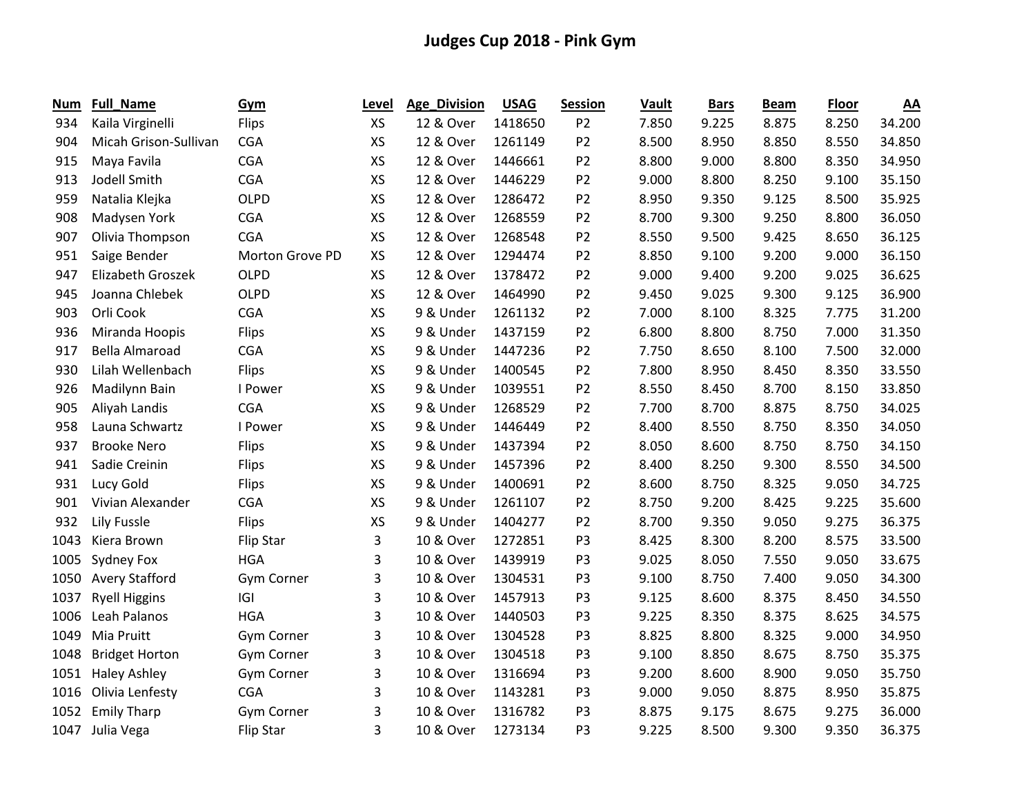# Judges Cup 2018 - Pink Gym

| Num | Full_Name | Gym | Level | Age_Division | USAG | Session | Vault | Bars | Beam | Floor | AA |
|---|---|---|---|---|---|---|---|---|---|---|---|
| 934 | Kaila Virginelli | Flips | XS | 12 & Over | 1418650 | P2 | 7.850 | 9.225 | 8.875 | 8.250 | 34.200 |
| 904 | Micah Grison-Sullivan | CGA | XS | 12 & Over | 1261149 | P2 | 8.500 | 8.950 | 8.850 | 8.550 | 34.850 |
| 915 | Maya Favila | CGA | XS | 12 & Over | 1446661 | P2 | 8.800 | 9.000 | 8.800 | 8.350 | 34.950 |
| 913 | Jodell Smith | CGA | XS | 12 & Over | 1446229 | P2 | 9.000 | 8.800 | 8.250 | 9.100 | 35.150 |
| 959 | Natalia Klejka | OLPD | XS | 12 & Over | 1286472 | P2 | 8.950 | 9.350 | 9.125 | 8.500 | 35.925 |
| 908 | Madysen York | CGA | XS | 12 & Over | 1268559 | P2 | 8.700 | 9.300 | 9.250 | 8.800 | 36.050 |
| 907 | Olivia Thompson | CGA | XS | 12 & Over | 1268548 | P2 | 8.550 | 9.500 | 9.425 | 8.650 | 36.125 |
| 951 | Saige Bender | Morton Grove PD | XS | 12 & Over | 1294474 | P2 | 8.850 | 9.100 | 9.200 | 9.000 | 36.150 |
| 947 | Elizabeth Groszek | OLPD | XS | 12 & Over | 1378472 | P2 | 9.000 | 9.400 | 9.200 | 9.025 | 36.625 |
| 945 | Joanna Chlebek | OLPD | XS | 12 & Over | 1464990 | P2 | 9.450 | 9.025 | 9.300 | 9.125 | 36.900 |
| 903 | Orli Cook | CGA | XS | 9 & Under | 1261132 | P2 | 7.000 | 8.100 | 8.325 | 7.775 | 31.200 |
| 936 | Miranda Hoopis | Flips | XS | 9 & Under | 1437159 | P2 | 6.800 | 8.800 | 8.750 | 7.000 | 31.350 |
| 917 | Bella Almaroad | CGA | XS | 9 & Under | 1447236 | P2 | 7.750 | 8.650 | 8.100 | 7.500 | 32.000 |
| 930 | Lilah Wellenbach | Flips | XS | 9 & Under | 1400545 | P2 | 7.800 | 8.950 | 8.450 | 8.350 | 33.550 |
| 926 | Madilynn Bain | I Power | XS | 9 & Under | 1039551 | P2 | 8.550 | 8.450 | 8.700 | 8.150 | 33.850 |
| 905 | Aliyah Landis | CGA | XS | 9 & Under | 1268529 | P2 | 7.700 | 8.700 | 8.875 | 8.750 | 34.025 |
| 958 | Launa Schwartz | I Power | XS | 9 & Under | 1446449 | P2 | 8.400 | 8.550 | 8.750 | 8.350 | 34.050 |
| 937 | Brooke Nero | Flips | XS | 9 & Under | 1437394 | P2 | 8.050 | 8.600 | 8.750 | 8.750 | 34.150 |
| 941 | Sadie Creinin | Flips | XS | 9 & Under | 1457396 | P2 | 8.400 | 8.250 | 9.300 | 8.550 | 34.500 |
| 931 | Lucy Gold | Flips | XS | 9 & Under | 1400691 | P2 | 8.600 | 8.750 | 8.325 | 9.050 | 34.725 |
| 901 | Vivian Alexander | CGA | XS | 9 & Under | 1261107 | P2 | 8.750 | 9.200 | 8.425 | 9.225 | 35.600 |
| 932 | Lily Fussle | Flips | XS | 9 & Under | 1404277 | P2 | 8.700 | 9.350 | 9.050 | 9.275 | 36.375 |
| 1043 | Kiera Brown | Flip Star | 3 | 10 & Over | 1272851 | P3 | 8.425 | 8.300 | 8.200 | 8.575 | 33.500 |
| 1005 | Sydney Fox | HGA | 3 | 10 & Over | 1439919 | P3 | 9.025 | 8.050 | 7.550 | 9.050 | 33.675 |
| 1050 | Avery Stafford | Gym Corner | 3 | 10 & Over | 1304531 | P3 | 9.100 | 8.750 | 7.400 | 9.050 | 34.300 |
| 1037 | Ryell Higgins | IGI | 3 | 10 & Over | 1457913 | P3 | 9.125 | 8.600 | 8.375 | 8.450 | 34.550 |
| 1006 | Leah Palanos | HGA | 3 | 10 & Over | 1440503 | P3 | 9.225 | 8.350 | 8.375 | 8.625 | 34.575 |
| 1049 | Mia Pruitt | Gym Corner | 3 | 10 & Over | 1304528 | P3 | 8.825 | 8.800 | 8.325 | 9.000 | 34.950 |
| 1048 | Bridget Horton | Gym Corner | 3 | 10 & Over | 1304518 | P3 | 9.100 | 8.850 | 8.675 | 8.750 | 35.375 |
| 1051 | Haley Ashley | Gym Corner | 3 | 10 & Over | 1316694 | P3 | 9.200 | 8.600 | 8.900 | 9.050 | 35.750 |
| 1016 | Olivia Lenfesty | CGA | 3 | 10 & Over | 1143281 | P3 | 9.000 | 9.050 | 8.875 | 8.950 | 35.875 |
| 1052 | Emily Tharp | Gym Corner | 3 | 10 & Over | 1316782 | P3 | 8.875 | 9.175 | 8.675 | 9.275 | 36.000 |
| 1047 | Julia Vega | Flip Star | 3 | 10 & Over | 1273134 | P3 | 9.225 | 8.500 | 9.300 | 9.350 | 36.375 |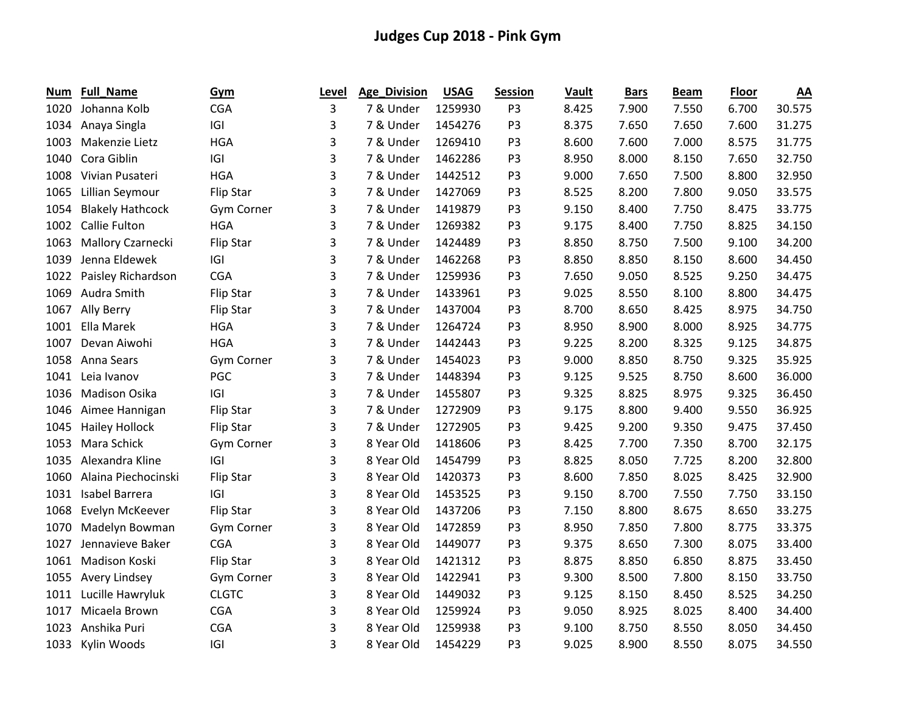# Judges Cup 2018 - Pink Gym

| Num | Full_Name | Gym | Level | Age_Division | USAG | Session | Vault | Bars | Beam | Floor | AA |
|---|---|---|---|---|---|---|---|---|---|---|---|
| 1020 | Johanna Kolb | CGA | 3 | 7 & Under | 1259930 | P3 | 8.425 | 7.900 | 7.550 | 6.700 | 30.575 |
| 1034 | Anaya Singla | IGI | 3 | 7 & Under | 1454276 | P3 | 8.375 | 7.650 | 7.650 | 7.600 | 31.275 |
| 1003 | Makenzie Lietz | HGA | 3 | 7 & Under | 1269410 | P3 | 8.600 | 7.600 | 7.000 | 8.575 | 31.775 |
| 1040 | Cora Giblin | IGI | 3 | 7 & Under | 1462286 | P3 | 8.950 | 8.000 | 8.150 | 7.650 | 32.750 |
| 1008 | Vivian Pusateri | HGA | 3 | 7 & Under | 1442512 | P3 | 9.000 | 7.650 | 7.500 | 8.800 | 32.950 |
| 1065 | Lillian Seymour | Flip Star | 3 | 7 & Under | 1427069 | P3 | 8.525 | 8.200 | 7.800 | 9.050 | 33.575 |
| 1054 | Blakely Hathcock | Gym Corner | 3 | 7 & Under | 1419879 | P3 | 9.150 | 8.400 | 7.750 | 8.475 | 33.775 |
| 1002 | Callie Fulton | HGA | 3 | 7 & Under | 1269382 | P3 | 9.175 | 8.400 | 7.750 | 8.825 | 34.150 |
| 1063 | Mallory Czarnecki | Flip Star | 3 | 7 & Under | 1424489 | P3 | 8.850 | 8.750 | 7.500 | 9.100 | 34.200 |
| 1039 | Jenna Eldewek | IGI | 3 | 7 & Under | 1462268 | P3 | 8.850 | 8.850 | 8.150 | 8.600 | 34.450 |
| 1022 | Paisley Richardson | CGA | 3 | 7 & Under | 1259936 | P3 | 7.650 | 9.050 | 8.525 | 9.250 | 34.475 |
| 1069 | Audra Smith | Flip Star | 3 | 7 & Under | 1433961 | P3 | 9.025 | 8.550 | 8.100 | 8.800 | 34.475 |
| 1067 | Ally Berry | Flip Star | 3 | 7 & Under | 1437004 | P3 | 8.700 | 8.650 | 8.425 | 8.975 | 34.750 |
| 1001 | Ella Marek | HGA | 3 | 7 & Under | 1264724 | P3 | 8.950 | 8.900 | 8.000 | 8.925 | 34.775 |
| 1007 | Devan Aiwohi | HGA | 3 | 7 & Under | 1442443 | P3 | 9.225 | 8.200 | 8.325 | 9.125 | 34.875 |
| 1058 | Anna Sears | Gym Corner | 3 | 7 & Under | 1454023 | P3 | 9.000 | 8.850 | 8.750 | 9.325 | 35.925 |
| 1041 | Leia Ivanov | PGC | 3 | 7 & Under | 1448394 | P3 | 9.125 | 9.525 | 8.750 | 8.600 | 36.000 |
| 1036 | Madison Osika | IGI | 3 | 7 & Under | 1455807 | P3 | 9.325 | 8.825 | 8.975 | 9.325 | 36.450 |
| 1046 | Aimee Hannigan | Flip Star | 3 | 7 & Under | 1272909 | P3 | 9.175 | 8.800 | 9.400 | 9.550 | 36.925 |
| 1045 | Hailey Hollock | Flip Star | 3 | 7 & Under | 1272905 | P3 | 9.425 | 9.200 | 9.350 | 9.475 | 37.450 |
| 1053 | Mara Schick | Gym Corner | 3 | 8 Year Old | 1418606 | P3 | 8.425 | 7.700 | 7.350 | 8.700 | 32.175 |
| 1035 | Alexandra Kline | IGI | 3 | 8 Year Old | 1454799 | P3 | 8.825 | 8.050 | 7.725 | 8.200 | 32.800 |
| 1060 | Alaina Piechocinski | Flip Star | 3 | 8 Year Old | 1420373 | P3 | 8.600 | 7.850 | 8.025 | 8.425 | 32.900 |
| 1031 | Isabel Barrera | IGI | 3 | 8 Year Old | 1453525 | P3 | 9.150 | 8.700 | 7.550 | 7.750 | 33.150 |
| 1068 | Evelyn McKeever | Flip Star | 3 | 8 Year Old | 1437206 | P3 | 7.150 | 8.800 | 8.675 | 8.650 | 33.275 |
| 1070 | Madelyn Bowman | Gym Corner | 3 | 8 Year Old | 1472859 | P3 | 8.950 | 7.850 | 7.800 | 8.775 | 33.375 |
| 1027 | Jennavieve Baker | CGA | 3 | 8 Year Old | 1449077 | P3 | 9.375 | 8.650 | 7.300 | 8.075 | 33.400 |
| 1061 | Madison Koski | Flip Star | 3 | 8 Year Old | 1421312 | P3 | 8.875 | 8.850 | 6.850 | 8.875 | 33.450 |
| 1055 | Avery Lindsey | Gym Corner | 3 | 8 Year Old | 1422941 | P3 | 9.300 | 8.500 | 7.800 | 8.150 | 33.750 |
| 1011 | Lucille Hawryluk | CLGTC | 3 | 8 Year Old | 1449032 | P3 | 9.125 | 8.150 | 8.450 | 8.525 | 34.250 |
| 1017 | Micaela Brown | CGA | 3 | 8 Year Old | 1259924 | P3 | 9.050 | 8.925 | 8.025 | 8.400 | 34.400 |
| 1023 | Anshika Puri | CGA | 3 | 8 Year Old | 1259938 | P3 | 9.100 | 8.750 | 8.550 | 8.050 | 34.450 |
| 1033 | Kylin Woods | IGI | 3 | 8 Year Old | 1454229 | P3 | 9.025 | 8.900 | 8.550 | 8.075 | 34.550 |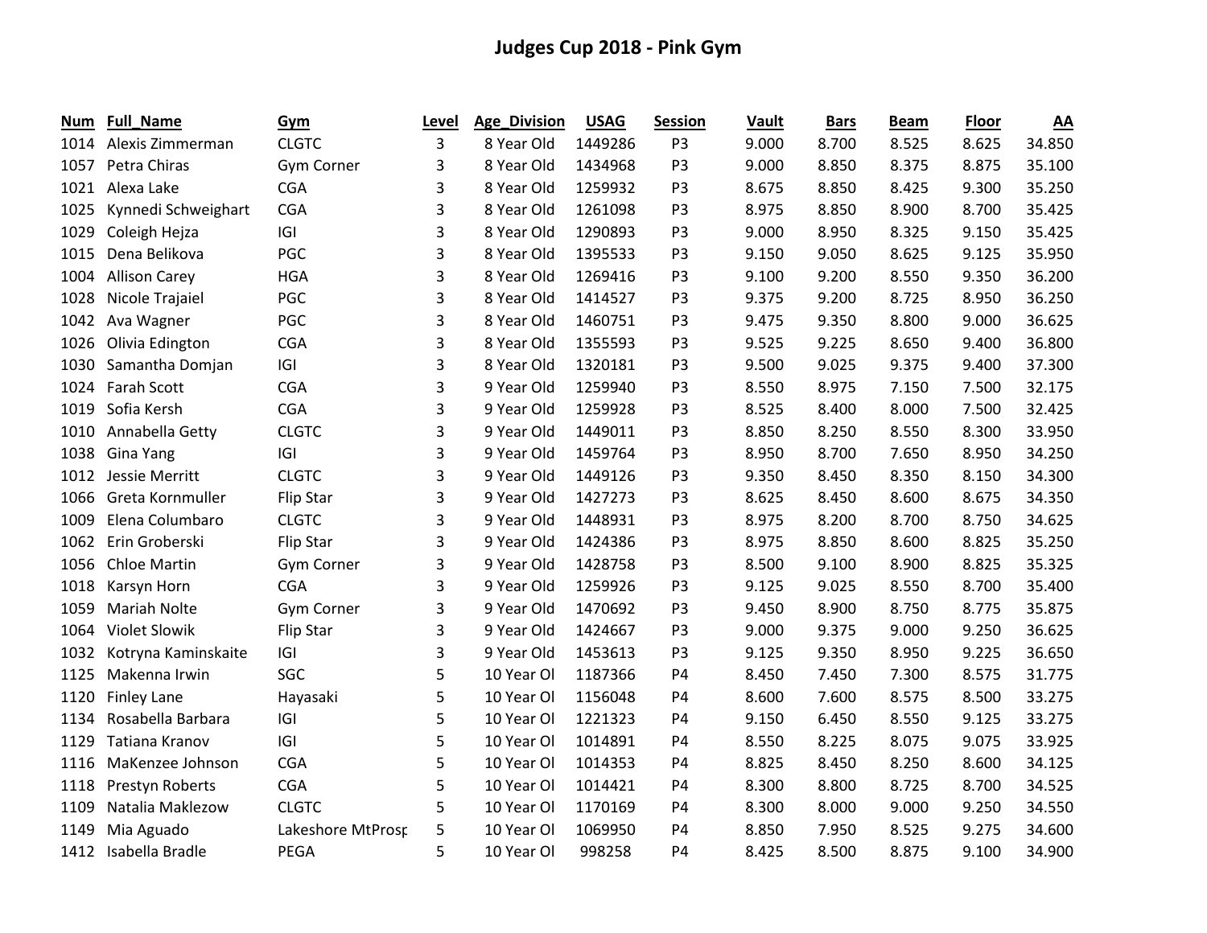# Judges Cup 2018 - Pink Gym

| Num | Full_Name | Gym | Level | Age_Division | USAG | Session | Vault | Bars | Beam | Floor | AA |
|---|---|---|---|---|---|---|---|---|---|---|---|
| 1014 | Alexis Zimmerman | CLGTC | 3 | 8 Year Old | 1449286 | P3 | 9.000 | 8.700 | 8.525 | 8.625 | 34.850 |
| 1057 | Petra Chiras | Gym Corner | 3 | 8 Year Old | 1434968 | P3 | 9.000 | 8.850 | 8.375 | 8.875 | 35.100 |
| 1021 | Alexa Lake | CGA | 3 | 8 Year Old | 1259932 | P3 | 8.675 | 8.850 | 8.425 | 9.300 | 35.250 |
| 1025 | Kynnedi Schweighart | CGA | 3 | 8 Year Old | 1261098 | P3 | 8.975 | 8.850 | 8.900 | 8.700 | 35.425 |
| 1029 | Coleigh Hejza | IGI | 3 | 8 Year Old | 1290893 | P3 | 9.000 | 8.950 | 8.325 | 9.150 | 35.425 |
| 1015 | Dena Belikova | PGC | 3 | 8 Year Old | 1395533 | P3 | 9.150 | 9.050 | 8.625 | 9.125 | 35.950 |
| 1004 | Allison Carey | HGA | 3 | 8 Year Old | 1269416 | P3 | 9.100 | 9.200 | 8.550 | 9.350 | 36.200 |
| 1028 | Nicole Trajaiel | PGC | 3 | 8 Year Old | 1414527 | P3 | 9.375 | 9.200 | 8.725 | 8.950 | 36.250 |
| 1042 | Ava Wagner | PGC | 3 | 8 Year Old | 1460751 | P3 | 9.475 | 9.350 | 8.800 | 9.000 | 36.625 |
| 1026 | Olivia Edington | CGA | 3 | 8 Year Old | 1355593 | P3 | 9.525 | 9.225 | 8.650 | 9.400 | 36.800 |
| 1030 | Samantha Domjan | IGI | 3 | 8 Year Old | 1320181 | P3 | 9.500 | 9.025 | 9.375 | 9.400 | 37.300 |
| 1024 | Farah Scott | CGA | 3 | 9 Year Old | 1259940 | P3 | 8.550 | 8.975 | 7.150 | 7.500 | 32.175 |
| 1019 | Sofia Kersh | CGA | 3 | 9 Year Old | 1259928 | P3 | 8.525 | 8.400 | 8.000 | 7.500 | 32.425 |
| 1010 | Annabella Getty | CLGTC | 3 | 9 Year Old | 1449011 | P3 | 8.850 | 8.250 | 8.550 | 8.300 | 33.950 |
| 1038 | Gina Yang | IGI | 3 | 9 Year Old | 1459764 | P3 | 8.950 | 8.700 | 7.650 | 8.950 | 34.250 |
| 1012 | Jessie Merritt | CLGTC | 3 | 9 Year Old | 1449126 | P3 | 9.350 | 8.450 | 8.350 | 8.150 | 34.300 |
| 1066 | Greta Kornmuller | Flip Star | 3 | 9 Year Old | 1427273 | P3 | 8.625 | 8.450 | 8.600 | 8.675 | 34.350 |
| 1009 | Elena Columbaro | CLGTC | 3 | 9 Year Old | 1448931 | P3 | 8.975 | 8.200 | 8.700 | 8.750 | 34.625 |
| 1062 | Erin Groberski | Flip Star | 3 | 9 Year Old | 1424386 | P3 | 8.975 | 8.850 | 8.600 | 8.825 | 35.250 |
| 1056 | Chloe Martin | Gym Corner | 3 | 9 Year Old | 1428758 | P3 | 8.500 | 9.100 | 8.900 | 8.825 | 35.325 |
| 1018 | Karsyn Horn | CGA | 3 | 9 Year Old | 1259926 | P3 | 9.125 | 9.025 | 8.550 | 8.700 | 35.400 |
| 1059 | Mariah Nolte | Gym Corner | 3 | 9 Year Old | 1470692 | P3 | 9.450 | 8.900 | 8.750 | 8.775 | 35.875 |
| 1064 | Violet Slowik | Flip Star | 3 | 9 Year Old | 1424667 | P3 | 9.000 | 9.375 | 9.000 | 9.250 | 36.625 |
| 1032 | Kotryna Kaminskaite | IGI | 3 | 9 Year Old | 1453613 | P3 | 9.125 | 9.350 | 8.950 | 9.225 | 36.650 |
| 1125 | Makenna Irwin | SGC | 5 | 10 Year Ol | 1187366 | P4 | 8.450 | 7.450 | 7.300 | 8.575 | 31.775 |
| 1120 | Finley Lane | Hayasaki | 5 | 10 Year Ol | 1156048 | P4 | 8.600 | 7.600 | 8.575 | 8.500 | 33.275 |
| 1134 | Rosabella Barbara | IGI | 5 | 10 Year Ol | 1221323 | P4 | 9.150 | 6.450 | 8.550 | 9.125 | 33.275 |
| 1129 | Tatiana Kranov | IGI | 5 | 10 Year Ol | 1014891 | P4 | 8.550 | 8.225 | 8.075 | 9.075 | 33.925 |
| 1116 | MaKenzee Johnson | CGA | 5 | 10 Year Ol | 1014353 | P4 | 8.825 | 8.450 | 8.250 | 8.600 | 34.125 |
| 1118 | Prestyn Roberts | CGA | 5 | 10 Year Ol | 1014421 | P4 | 8.300 | 8.800 | 8.725 | 8.700 | 34.525 |
| 1109 | Natalia Maklezow | CLGTC | 5 | 10 Year Ol | 1170169 | P4 | 8.300 | 8.000 | 9.000 | 9.250 | 34.550 |
| 1149 | Mia Aguado | Lakeshore MtProsp | 5 | 10 Year Ol | 1069950 | P4 | 8.850 | 7.950 | 8.525 | 9.275 | 34.600 |
| 1412 | Isabella Bradle | PEGA | 5 | 10 Year Ol | 998258 | P4 | 8.425 | 8.500 | 8.875 | 9.100 | 34.900 |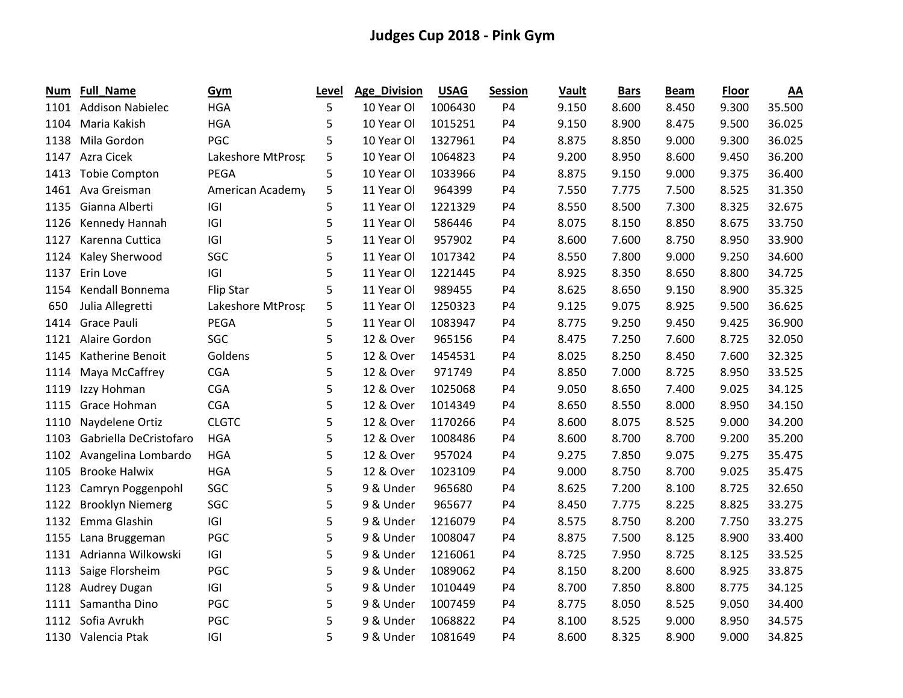# Judges Cup 2018 - Pink Gym

| Num | Full_Name | Gym | Level | Age_Division | USAG | Session | Vault | Bars | Beam | Floor | AA |
|---|---|---|---|---|---|---|---|---|---|---|---|
| 1101 | Addison Nabielec | HGA | 5 | 10 Year Ol | 1006430 | P4 | 9.150 | 8.600 | 8.450 | 9.300 | 35.500 |
| 1104 | Maria Kakish | HGA | 5 | 10 Year Ol | 1015251 | P4 | 9.150 | 8.900 | 8.475 | 9.500 | 36.025 |
| 1138 | Mila Gordon | PGC | 5 | 10 Year Ol | 1327961 | P4 | 8.875 | 8.850 | 9.000 | 9.300 | 36.025 |
| 1147 | Azra Cicek | Lakeshore MtProsp | 5 | 10 Year Ol | 1064823 | P4 | 9.200 | 8.950 | 8.600 | 9.450 | 36.200 |
| 1413 | Tobie Compton | PEGA | 5 | 10 Year Ol | 1033966 | P4 | 8.875 | 9.150 | 9.000 | 9.375 | 36.400 |
| 1461 | Ava Greisman | American Academy | 5 | 11 Year Ol | 964399 | P4 | 7.550 | 7.775 | 7.500 | 8.525 | 31.350 |
| 1135 | Gianna Alberti | IGI | 5 | 11 Year Ol | 1221329 | P4 | 8.550 | 8.500 | 7.300 | 8.325 | 32.675 |
| 1126 | Kennedy Hannah | IGI | 5 | 11 Year Ol | 586446 | P4 | 8.075 | 8.150 | 8.850 | 8.675 | 33.750 |
| 1127 | Karenna Cuttica | IGI | 5 | 11 Year Ol | 957902 | P4 | 8.600 | 7.600 | 8.750 | 8.950 | 33.900 |
| 1124 | Kaley Sherwood | SGC | 5 | 11 Year Ol | 1017342 | P4 | 8.550 | 7.800 | 9.000 | 9.250 | 34.600 |
| 1137 | Erin Love | IGI | 5 | 11 Year Ol | 1221445 | P4 | 8.925 | 8.350 | 8.650 | 8.800 | 34.725 |
| 1154 | Kendall Bonnema | Flip Star | 5 | 11 Year Ol | 989455 | P4 | 8.625 | 8.650 | 9.150 | 8.900 | 35.325 |
| 650 | Julia Allegretti | Lakeshore MtProsp | 5 | 11 Year Ol | 1250323 | P4 | 9.125 | 9.075 | 8.925 | 9.500 | 36.625 |
| 1414 | Grace Pauli | PEGA | 5 | 11 Year Ol | 1083947 | P4 | 8.775 | 9.250 | 9.450 | 9.425 | 36.900 |
| 1121 | Alaire Gordon | SGC | 5 | 12 & Over | 965156 | P4 | 8.475 | 7.250 | 7.600 | 8.725 | 32.050 |
| 1145 | Katherine Benoit | Goldens | 5 | 12 & Over | 1454531 | P4 | 8.025 | 8.250 | 8.450 | 7.600 | 32.325 |
| 1114 | Maya McCaffrey | CGA | 5 | 12 & Over | 971749 | P4 | 8.850 | 7.000 | 8.725 | 8.950 | 33.525 |
| 1119 | Izzy Hohman | CGA | 5 | 12 & Over | 1025068 | P4 | 9.050 | 8.650 | 7.400 | 9.025 | 34.125 |
| 1115 | Grace Hohman | CGA | 5 | 12 & Over | 1014349 | P4 | 8.650 | 8.550 | 8.000 | 8.950 | 34.150 |
| 1110 | Naydelene Ortiz | CLGTC | 5 | 12 & Over | 1170266 | P4 | 8.600 | 8.075 | 8.525 | 9.000 | 34.200 |
| 1103 | Gabriella DeCristofaro | HGA | 5 | 12 & Over | 1008486 | P4 | 8.600 | 8.700 | 8.700 | 9.200 | 35.200 |
| 1102 | Avangelina Lombardo | HGA | 5 | 12 & Over | 957024 | P4 | 9.275 | 7.850 | 9.075 | 9.275 | 35.475 |
| 1105 | Brooke Halwix | HGA | 5 | 12 & Over | 1023109 | P4 | 9.000 | 8.750 | 8.700 | 9.025 | 35.475 |
| 1123 | Camryn Poggenpohl | SGC | 5 | 9 & Under | 965680 | P4 | 8.625 | 7.200 | 8.100 | 8.725 | 32.650 |
| 1122 | Brooklyn Niemerg | SGC | 5 | 9 & Under | 965677 | P4 | 8.450 | 7.775 | 8.225 | 8.825 | 33.275 |
| 1132 | Emma Glashin | IGI | 5 | 9 & Under | 1216079 | P4 | 8.575 | 8.750 | 8.200 | 7.750 | 33.275 |
| 1155 | Lana Bruggeman | PGC | 5 | 9 & Under | 1008047 | P4 | 8.875 | 7.500 | 8.125 | 8.900 | 33.400 |
| 1131 | Adrianna Wilkowski | IGI | 5 | 9 & Under | 1216061 | P4 | 8.725 | 7.950 | 8.725 | 8.125 | 33.525 |
| 1113 | Saige Florsheim | PGC | 5 | 9 & Under | 1089062 | P4 | 8.150 | 8.200 | 8.600 | 8.925 | 33.875 |
| 1128 | Audrey Dugan | IGI | 5 | 9 & Under | 1010449 | P4 | 8.700 | 7.850 | 8.800 | 8.775 | 34.125 |
| 1111 | Samantha Dino | PGC | 5 | 9 & Under | 1007459 | P4 | 8.775 | 8.050 | 8.525 | 9.050 | 34.400 |
| 1112 | Sofia Avrukh | PGC | 5 | 9 & Under | 1068822 | P4 | 8.100 | 8.525 | 9.000 | 8.950 | 34.575 |
| 1130 | Valencia Ptak | IGI | 5 | 9 & Under | 1081649 | P4 | 8.600 | 8.325 | 8.900 | 9.000 | 34.825 |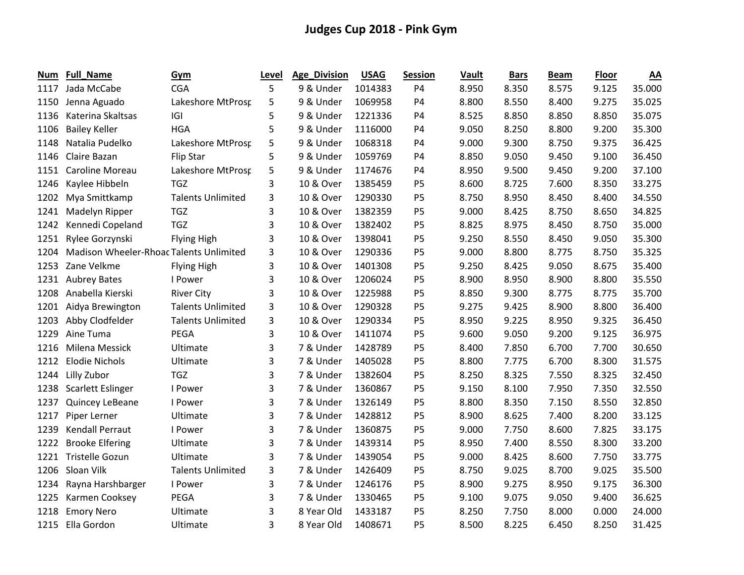# Judges Cup 2018 - Pink Gym

| Num | Full_Name | Gym | Level | Age_Division | USAG | Session | Vault | Bars | Beam | Floor | AA |
|---|---|---|---|---|---|---|---|---|---|---|---|
| 1117 | Jada McCabe | CGA | 5 | 9 & Under | 1014383 | P4 | 8.950 | 8.350 | 8.575 | 9.125 | 35.000 |
| 1150 | Jenna Aguado | Lakeshore MtProsp | 5 | 9 & Under | 1069958 | P4 | 8.800 | 8.550 | 8.400 | 9.275 | 35.025 |
| 1136 | Katerina Skaltsas | IGI | 5 | 9 & Under | 1221336 | P4 | 8.525 | 8.850 | 8.850 | 8.850 | 35.075 |
| 1106 | Bailey Keller | HGA | 5 | 9 & Under | 1116000 | P4 | 9.050 | 8.250 | 8.800 | 9.200 | 35.300 |
| 1148 | Natalia Pudelko | Lakeshore MtProsp | 5 | 9 & Under | 1068318 | P4 | 9.000 | 9.300 | 8.750 | 9.375 | 36.425 |
| 1146 | Claire Bazan | Flip Star | 5 | 9 & Under | 1059769 | P4 | 8.850 | 9.050 | 9.450 | 9.100 | 36.450 |
| 1151 | Caroline Moreau | Lakeshore MtProsp | 5 | 9 & Under | 1174676 | P4 | 8.950 | 9.500 | 9.450 | 9.200 | 37.100 |
| 1246 | Kaylee Hibbeln | TGZ | 3 | 10 & Over | 1385459 | P5 | 8.600 | 8.725 | 7.600 | 8.350 | 33.275 |
| 1202 | Mya Smittkamp | Talents Unlimited | 3 | 10 & Over | 1290330 | P5 | 8.750 | 8.950 | 8.450 | 8.400 | 34.550 |
| 1241 | Madelyn Ripper | TGZ | 3 | 10 & Over | 1382359 | P5 | 9.000 | 8.425 | 8.750 | 8.650 | 34.825 |
| 1242 | Kennedi Copeland | TGZ | 3 | 10 & Over | 1382402 | P5 | 8.825 | 8.975 | 8.450 | 8.750 | 35.000 |
| 1251 | Rylee Gorzynski | Flying High | 3 | 10 & Over | 1398041 | P5 | 9.250 | 8.550 | 8.450 | 9.050 | 35.300 |
| 1204 | Madison Wheeler-Rhoad | Talents Unlimited | 3 | 10 & Over | 1290336 | P5 | 9.000 | 8.800 | 8.775 | 8.750 | 35.325 |
| 1253 | Zane Velkme | Flying High | 3 | 10 & Over | 1401308 | P5 | 9.250 | 8.425 | 9.050 | 8.675 | 35.400 |
| 1231 | Aubrey Bates | I Power | 3 | 10 & Over | 1206024 | P5 | 8.900 | 8.950 | 8.900 | 8.800 | 35.550 |
| 1208 | Anabella Kierski | River City | 3 | 10 & Over | 1225988 | P5 | 8.850 | 9.300 | 8.775 | 8.775 | 35.700 |
| 1201 | Aidya Brewington | Talents Unlimited | 3 | 10 & Over | 1290328 | P5 | 9.275 | 9.425 | 8.900 | 8.800 | 36.400 |
| 1203 | Abby Clodfelder | Talents Unlimited | 3 | 10 & Over | 1290334 | P5 | 8.950 | 9.225 | 8.950 | 9.325 | 36.450 |
| 1229 | Aine Tuma | PEGA | 3 | 10 & Over | 1411074 | P5 | 9.600 | 9.050 | 9.200 | 9.125 | 36.975 |
| 1216 | Milena Messick | Ultimate | 3 | 7 & Under | 1428789 | P5 | 8.400 | 7.850 | 6.700 | 7.700 | 30.650 |
| 1212 | Elodie Nichols | Ultimate | 3 | 7 & Under | 1405028 | P5 | 8.800 | 7.775 | 6.700 | 8.300 | 31.575 |
| 1244 | Lilly Zubor | TGZ | 3 | 7 & Under | 1382604 | P5 | 8.250 | 8.325 | 7.550 | 8.325 | 32.450 |
| 1238 | Scarlett Eslinger | I Power | 3 | 7 & Under | 1360867 | P5 | 9.150 | 8.100 | 7.950 | 7.350 | 32.550 |
| 1237 | Quincey LeBeane | I Power | 3 | 7 & Under | 1326149 | P5 | 8.800 | 8.350 | 7.150 | 8.550 | 32.850 |
| 1217 | Piper Lerner | Ultimate | 3 | 7 & Under | 1428812 | P5 | 8.900 | 8.625 | 7.400 | 8.200 | 33.125 |
| 1239 | Kendall Perraut | I Power | 3 | 7 & Under | 1360875 | P5 | 9.000 | 7.750 | 8.600 | 7.825 | 33.175 |
| 1222 | Brooke Elfering | Ultimate | 3 | 7 & Under | 1439314 | P5 | 8.950 | 7.400 | 8.550 | 8.300 | 33.200 |
| 1221 | Tristelle Gozun | Ultimate | 3 | 7 & Under | 1439054 | P5 | 9.000 | 8.425 | 8.600 | 7.750 | 33.775 |
| 1206 | Sloan Vilk | Talents Unlimited | 3 | 7 & Under | 1426409 | P5 | 8.750 | 9.025 | 8.700 | 9.025 | 35.500 |
| 1234 | Rayna Harshbarger | I Power | 3 | 7 & Under | 1246176 | P5 | 8.900 | 9.275 | 8.950 | 9.175 | 36.300 |
| 1225 | Karmen Cooksey | PEGA | 3 | 7 & Under | 1330465 | P5 | 9.100 | 9.075 | 9.050 | 9.400 | 36.625 |
| 1218 | Emory Nero | Ultimate | 3 | 8 Year Old | 1433187 | P5 | 8.250 | 7.750 | 8.000 | 0.000 | 24.000 |
| 1215 | Ella Gordon | Ultimate | 3 | 8 Year Old | 1408671 | P5 | 8.500 | 8.225 | 6.450 | 8.250 | 31.425 |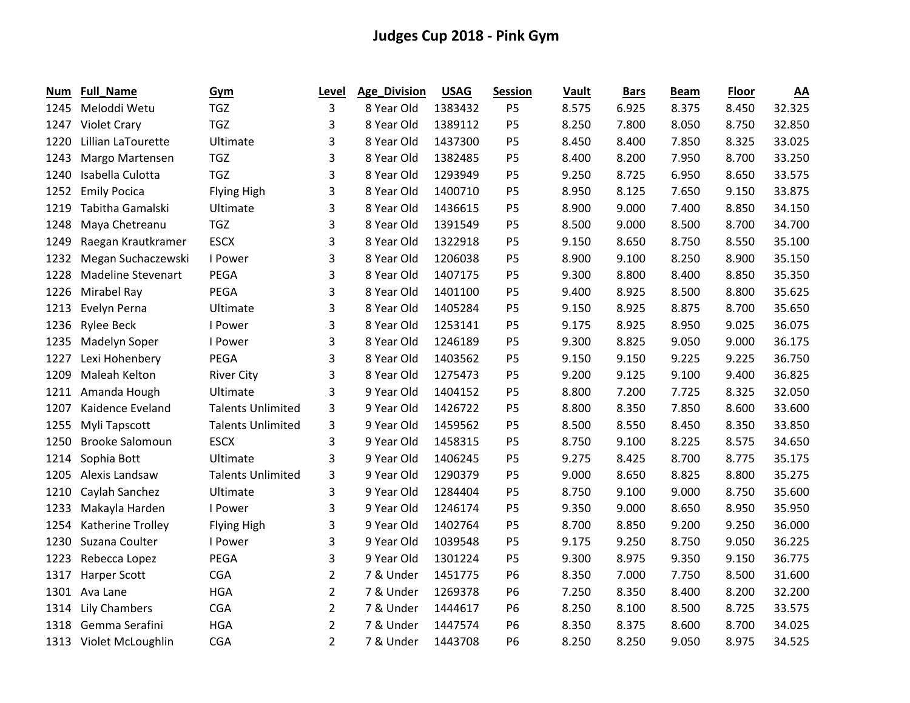# Judges Cup 2018 - Pink Gym

| Num | Full_Name | Gym | Level | Age_Division | USAG | Session | Vault | Bars | Beam | Floor | AA |
|---|---|---|---|---|---|---|---|---|---|---|---|
| 1245 | Meloddi Wetu | TGZ | 3 | 8 Year Old | 1383432 | P5 | 8.575 | 6.925 | 8.375 | 8.450 | 32.325 |
| 1247 | Violet Crary | TGZ | 3 | 8 Year Old | 1389112 | P5 | 8.250 | 7.800 | 8.050 | 8.750 | 32.850 |
| 1220 | Lillian LaTourette | Ultimate | 3 | 8 Year Old | 1437300 | P5 | 8.450 | 8.400 | 7.850 | 8.325 | 33.025 |
| 1243 | Margo Martensen | TGZ | 3 | 8 Year Old | 1382485 | P5 | 8.400 | 8.200 | 7.950 | 8.700 | 33.250 |
| 1240 | Isabella Culotta | TGZ | 3 | 8 Year Old | 1293949 | P5 | 9.250 | 8.725 | 6.950 | 8.650 | 33.575 |
| 1252 | Emily Pocica | Flying High | 3 | 8 Year Old | 1400710 | P5 | 8.950 | 8.125 | 7.650 | 9.150 | 33.875 |
| 1219 | Tabitha Gamalski | Ultimate | 3 | 8 Year Old | 1436615 | P5 | 8.900 | 9.000 | 7.400 | 8.850 | 34.150 |
| 1248 | Maya Chetreanu | TGZ | 3 | 8 Year Old | 1391549 | P5 | 8.500 | 9.000 | 8.500 | 8.700 | 34.700 |
| 1249 | Raegan Krautkramer | ESCX | 3 | 8 Year Old | 1322918 | P5 | 9.150 | 8.650 | 8.750 | 8.550 | 35.100 |
| 1232 | Megan Suchaczewski | I Power | 3 | 8 Year Old | 1206038 | P5 | 8.900 | 9.100 | 8.250 | 8.900 | 35.150 |
| 1228 | Madeline Stevenart | PEGA | 3 | 8 Year Old | 1407175 | P5 | 9.300 | 8.800 | 8.400 | 8.850 | 35.350 |
| 1226 | Mirabel Ray | PEGA | 3 | 8 Year Old | 1401100 | P5 | 9.400 | 8.925 | 8.500 | 8.800 | 35.625 |
| 1213 | Evelyn Perna | Ultimate | 3 | 8 Year Old | 1405284 | P5 | 9.150 | 8.925 | 8.875 | 8.700 | 35.650 |
| 1236 | Rylee Beck | I Power | 3 | 8 Year Old | 1253141 | P5 | 9.175 | 8.925 | 8.950 | 9.025 | 36.075 |
| 1235 | Madelyn Soper | I Power | 3 | 8 Year Old | 1246189 | P5 | 9.300 | 8.825 | 9.050 | 9.000 | 36.175 |
| 1227 | Lexi Hohenbery | PEGA | 3 | 8 Year Old | 1403562 | P5 | 9.150 | 9.150 | 9.225 | 9.225 | 36.750 |
| 1209 | Maleah Kelton | River City | 3 | 8 Year Old | 1275473 | P5 | 9.200 | 9.125 | 9.100 | 9.400 | 36.825 |
| 1211 | Amanda Hough | Ultimate | 3 | 9 Year Old | 1404152 | P5 | 8.800 | 7.200 | 7.725 | 8.325 | 32.050 |
| 1207 | Kaidence Eveland | Talents Unlimited | 3 | 9 Year Old | 1426722 | P5 | 8.800 | 8.350 | 7.850 | 8.600 | 33.600 |
| 1255 | Myli Tapscott | Talents Unlimited | 3 | 9 Year Old | 1459562 | P5 | 8.500 | 8.550 | 8.450 | 8.350 | 33.850 |
| 1250 | Brooke Salomoun | ESCX | 3 | 9 Year Old | 1458315 | P5 | 8.750 | 9.100 | 8.225 | 8.575 | 34.650 |
| 1214 | Sophia Bott | Ultimate | 3 | 9 Year Old | 1406245 | P5 | 9.275 | 8.425 | 8.700 | 8.775 | 35.175 |
| 1205 | Alexis Landsaw | Talents Unlimited | 3 | 9 Year Old | 1290379 | P5 | 9.000 | 8.650 | 8.825 | 8.800 | 35.275 |
| 1210 | Caylah Sanchez | Ultimate | 3 | 9 Year Old | 1284404 | P5 | 8.750 | 9.100 | 9.000 | 8.750 | 35.600 |
| 1233 | Makayla Harden | I Power | 3 | 9 Year Old | 1246174 | P5 | 9.350 | 9.000 | 8.650 | 8.950 | 35.950 |
| 1254 | Katherine Trolley | Flying High | 3 | 9 Year Old | 1402764 | P5 | 8.700 | 8.850 | 9.200 | 9.250 | 36.000 |
| 1230 | Suzana Coulter | I Power | 3 | 9 Year Old | 1039548 | P5 | 9.175 | 9.250 | 8.750 | 9.050 | 36.225 |
| 1223 | Rebecca Lopez | PEGA | 3 | 9 Year Old | 1301224 | P5 | 9.300 | 8.975 | 9.350 | 9.150 | 36.775 |
| 1317 | Harper Scott | CGA | 2 | 7 & Under | 1451775 | P6 | 8.350 | 7.000 | 7.750 | 8.500 | 31.600 |
| 1301 | Ava Lane | HGA | 2 | 7 & Under | 1269378 | P6 | 7.250 | 8.350 | 8.400 | 8.200 | 32.200 |
| 1314 | Lily Chambers | CGA | 2 | 7 & Under | 1444617 | P6 | 8.250 | 8.100 | 8.500 | 8.725 | 33.575 |
| 1318 | Gemma Serafini | HGA | 2 | 7 & Under | 1447574 | P6 | 8.350 | 8.375 | 8.600 | 8.700 | 34.025 |
| 1313 | Violet McLoughlin | CGA | 2 | 7 & Under | 1443708 | P6 | 8.250 | 8.250 | 9.050 | 8.975 | 34.525 |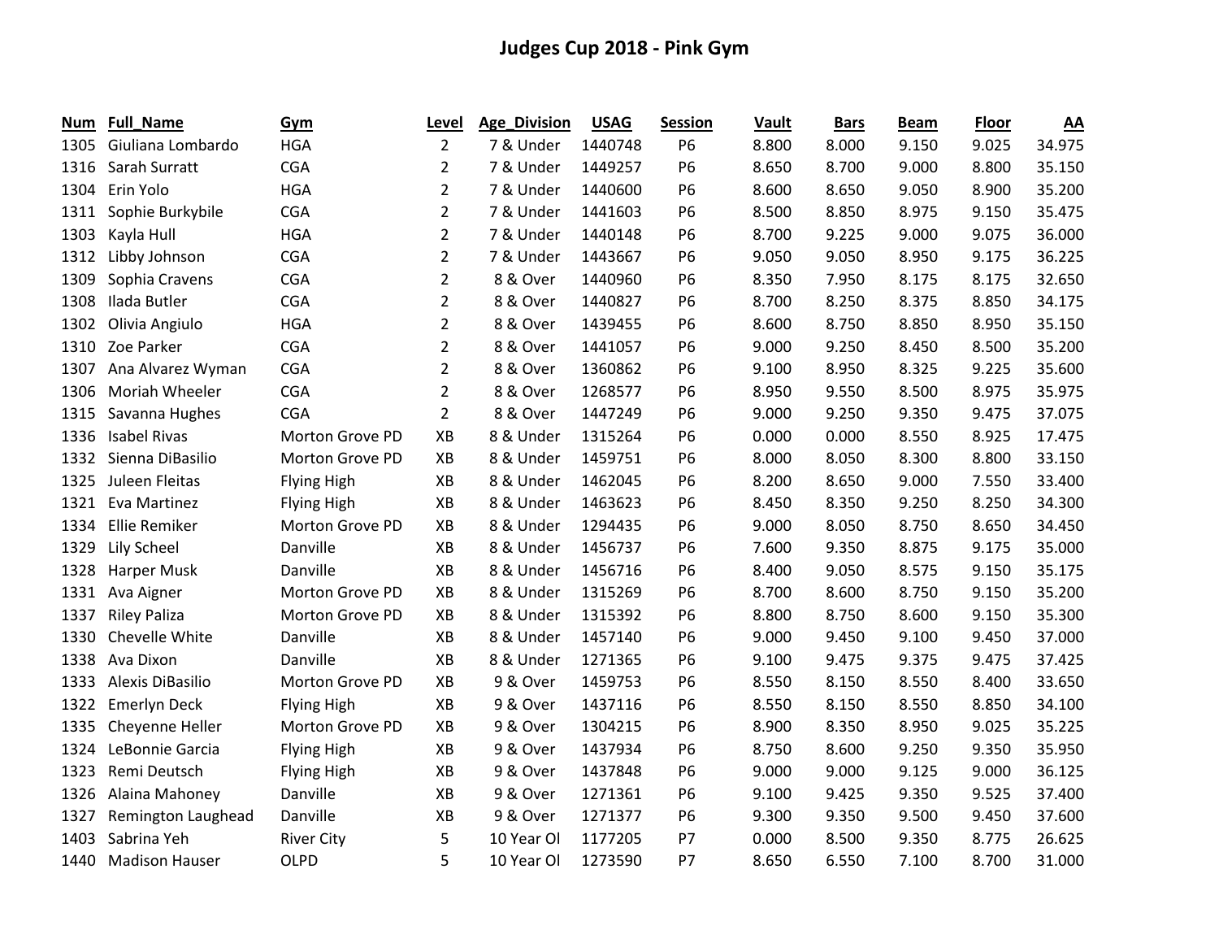# Judges Cup 2018 - Pink Gym

| Num | Full_Name | Gym | Level | Age_Division | USAG | Session | Vault | Bars | Beam | Floor | AA |
|---|---|---|---|---|---|---|---|---|---|---|---|
| 1305 | Giuliana Lombardo | HGA | 2 | 7 & Under | 1440748 | P6 | 8.800 | 8.000 | 9.150 | 9.025 | 34.975 |
| 1316 | Sarah Surratt | CGA | 2 | 7 & Under | 1449257 | P6 | 8.650 | 8.700 | 9.000 | 8.800 | 35.150 |
| 1304 | Erin Yolo | HGA | 2 | 7 & Under | 1440600 | P6 | 8.600 | 8.650 | 9.050 | 8.900 | 35.200 |
| 1311 | Sophie Burkybile | CGA | 2 | 7 & Under | 1441603 | P6 | 8.500 | 8.850 | 8.975 | 9.150 | 35.475 |
| 1303 | Kayla Hull | HGA | 2 | 7 & Under | 1440148 | P6 | 8.700 | 9.225 | 9.000 | 9.075 | 36.000 |
| 1312 | Libby Johnson | CGA | 2 | 7 & Under | 1443667 | P6 | 9.050 | 9.050 | 8.950 | 9.175 | 36.225 |
| 1309 | Sophia Cravens | CGA | 2 | 8 & Over | 1440960 | P6 | 8.350 | 7.950 | 8.175 | 8.175 | 32.650 |
| 1308 | Ilada Butler | CGA | 2 | 8 & Over | 1440827 | P6 | 8.700 | 8.250 | 8.375 | 8.850 | 34.175 |
| 1302 | Olivia Angiulo | HGA | 2 | 8 & Over | 1439455 | P6 | 8.600 | 8.750 | 8.850 | 8.950 | 35.150 |
| 1310 | Zoe Parker | CGA | 2 | 8 & Over | 1441057 | P6 | 9.000 | 9.250 | 8.450 | 8.500 | 35.200 |
| 1307 | Ana Alvarez Wyman | CGA | 2 | 8 & Over | 1360862 | P6 | 9.100 | 8.950 | 8.325 | 9.225 | 35.600 |
| 1306 | Moriah Wheeler | CGA | 2 | 8 & Over | 1268577 | P6 | 8.950 | 9.550 | 8.500 | 8.975 | 35.975 |
| 1315 | Savanna Hughes | CGA | 2 | 8 & Over | 1447249 | P6 | 9.000 | 9.250 | 9.350 | 9.475 | 37.075 |
| 1336 | Isabel Rivas | Morton Grove PD | XB | 8 & Under | 1315264 | P6 | 0.000 | 0.000 | 8.550 | 8.925 | 17.475 |
| 1332 | Sienna DiBasilio | Morton Grove PD | XB | 8 & Under | 1459751 | P6 | 8.000 | 8.050 | 8.300 | 8.800 | 33.150 |
| 1325 | Juleen Fleitas | Flying High | XB | 8 & Under | 1462045 | P6 | 8.200 | 8.650 | 9.000 | 7.550 | 33.400 |
| 1321 | Eva Martinez | Flying High | XB | 8 & Under | 1463623 | P6 | 8.450 | 8.350 | 9.250 | 8.250 | 34.300 |
| 1334 | Ellie Remiker | Morton Grove PD | XB | 8 & Under | 1294435 | P6 | 9.000 | 8.050 | 8.750 | 8.650 | 34.450 |
| 1329 | Lily Scheel | Danville | XB | 8 & Under | 1456737 | P6 | 7.600 | 9.350 | 8.875 | 9.175 | 35.000 |
| 1328 | Harper Musk | Danville | XB | 8 & Under | 1456716 | P6 | 8.400 | 9.050 | 8.575 | 9.150 | 35.175 |
| 1331 | Ava Aigner | Morton Grove PD | XB | 8 & Under | 1315269 | P6 | 8.700 | 8.600 | 8.750 | 9.150 | 35.200 |
| 1337 | Riley Paliza | Morton Grove PD | XB | 8 & Under | 1315392 | P6 | 8.800 | 8.750 | 8.600 | 9.150 | 35.300 |
| 1330 | Chevelle White | Danville | XB | 8 & Under | 1457140 | P6 | 9.000 | 9.450 | 9.100 | 9.450 | 37.000 |
| 1338 | Ava Dixon | Danville | XB | 8 & Under | 1271365 | P6 | 9.100 | 9.475 | 9.375 | 9.475 | 37.425 |
| 1333 | Alexis DiBasilio | Morton Grove PD | XB | 9 & Over | 1459753 | P6 | 8.550 | 8.150 | 8.550 | 8.400 | 33.650 |
| 1322 | Emerlyn Deck | Flying High | XB | 9 & Over | 1437116 | P6 | 8.550 | 8.150 | 8.550 | 8.850 | 34.100 |
| 1335 | Cheyenne Heller | Morton Grove PD | XB | 9 & Over | 1304215 | P6 | 8.900 | 8.350 | 8.950 | 9.025 | 35.225 |
| 1324 | LeBonnie Garcia | Flying High | XB | 9 & Over | 1437934 | P6 | 8.750 | 8.600 | 9.250 | 9.350 | 35.950 |
| 1323 | Remi Deutsch | Flying High | XB | 9 & Over | 1437848 | P6 | 9.000 | 9.000 | 9.125 | 9.000 | 36.125 |
| 1326 | Alaina Mahoney | Danville | XB | 9 & Over | 1271361 | P6 | 9.100 | 9.425 | 9.350 | 9.525 | 37.400 |
| 1327 | Remington Laughead | Danville | XB | 9 & Over | 1271377 | P6 | 9.300 | 9.350 | 9.500 | 9.450 | 37.600 |
| 1403 | Sabrina Yeh | River City | 5 | 10 Year Ol | 1177205 | P7 | 0.000 | 8.500 | 9.350 | 8.775 | 26.625 |
| 1440 | Madison Hauser | OLPD | 5 | 10 Year Ol | 1273590 | P7 | 8.650 | 6.550 | 7.100 | 8.700 | 31.000 |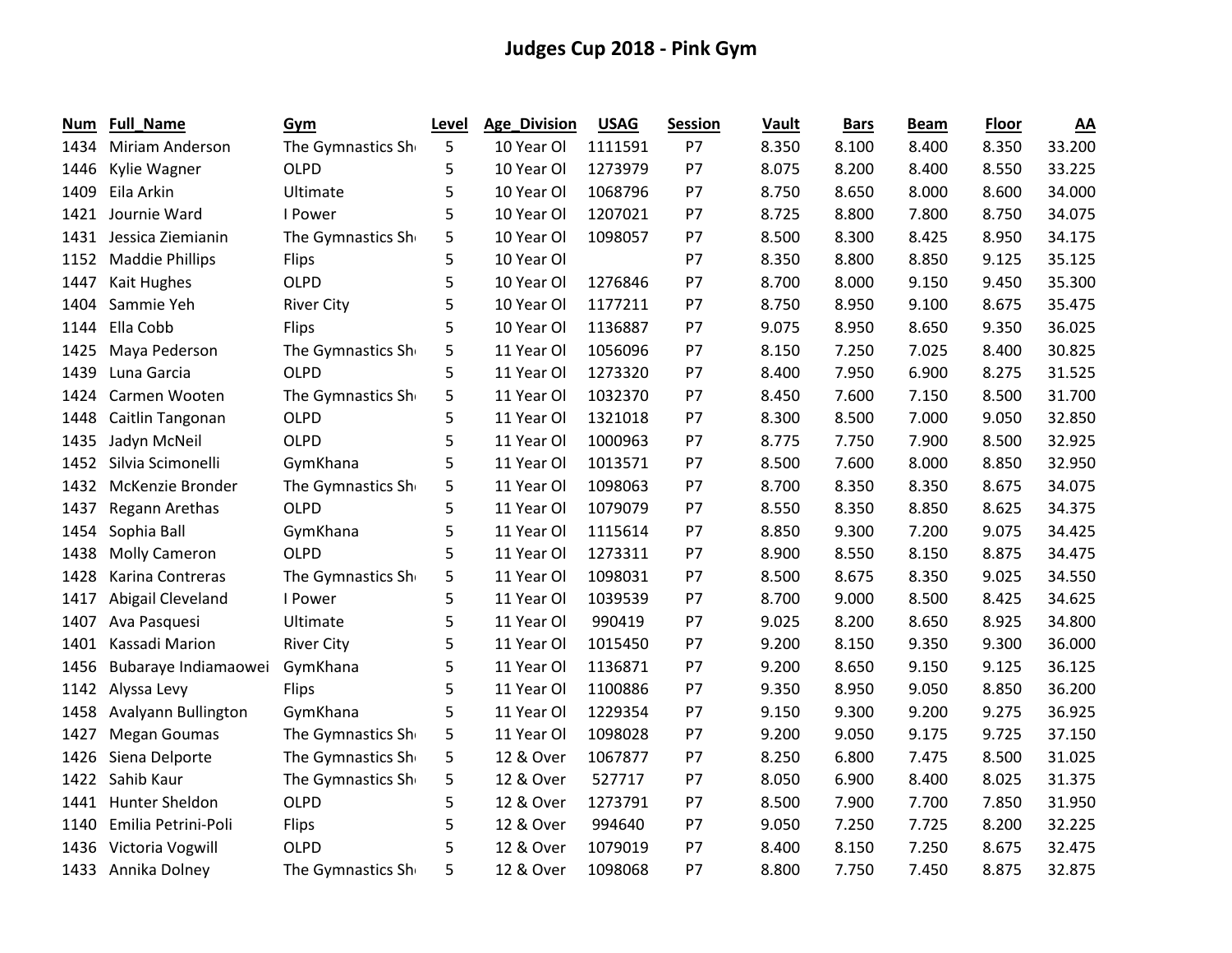# Judges Cup 2018 - Pink Gym

| Num | Full_Name | Gym | Level | Age_Division | USAG | Session | Vault | Bars | Beam | Floor | AA |
|---|---|---|---|---|---|---|---|---|---|---|---|
| 1434 | Miriam Anderson | The Gymnastics Sh | 5 | 10 Year Ol | 1111591 | P7 | 8.350 | 8.100 | 8.400 | 8.350 | 33.200 |
| 1446 | Kylie Wagner | OLPD | 5 | 10 Year Ol | 1273979 | P7 | 8.075 | 8.200 | 8.400 | 8.550 | 33.225 |
| 1409 | Eila Arkin | Ultimate | 5 | 10 Year Ol | 1068796 | P7 | 8.750 | 8.650 | 8.000 | 8.600 | 34.000 |
| 1421 | Journie Ward | I Power | 5 | 10 Year Ol | 1207021 | P7 | 8.725 | 8.800 | 7.800 | 8.750 | 34.075 |
| 1431 | Jessica Ziemianin | The Gymnastics Sh | 5 | 10 Year Ol | 1098057 | P7 | 8.500 | 8.300 | 8.425 | 8.950 | 34.175 |
| 1152 | Maddie Phillips | Flips | 5 | 10 Year Ol | | P7 | 8.350 | 8.800 | 8.850 | 9.125 | 35.125 |
| 1447 | Kait Hughes | OLPD | 5 | 10 Year Ol | 1276846 | P7 | 8.700 | 8.000 | 9.150 | 9.450 | 35.300 |
| 1404 | Sammie Yeh | River City | 5 | 10 Year Ol | 1177211 | P7 | 8.750 | 8.950 | 9.100 | 8.675 | 35.475 |
| 1144 | Ella Cobb | Flips | 5 | 10 Year Ol | 1136887 | P7 | 9.075 | 8.950 | 8.650 | 9.350 | 36.025 |
| 1425 | Maya Pederson | The Gymnastics Sh | 5 | 11 Year Ol | 1056096 | P7 | 8.150 | 7.250 | 7.025 | 8.400 | 30.825 |
| 1439 | Luna Garcia | OLPD | 5 | 11 Year Ol | 1273320 | P7 | 8.400 | 7.950 | 6.900 | 8.275 | 31.525 |
| 1424 | Carmen Wooten | The Gymnastics Sh | 5 | 11 Year Ol | 1032370 | P7 | 8.450 | 7.600 | 7.150 | 8.500 | 31.700 |
| 1448 | Caitlin Tangonan | OLPD | 5 | 11 Year Ol | 1321018 | P7 | 8.300 | 8.500 | 7.000 | 9.050 | 32.850 |
| 1435 | Jadyn McNeil | OLPD | 5 | 11 Year Ol | 1000963 | P7 | 8.775 | 7.750 | 7.900 | 8.500 | 32.925 |
| 1452 | Silvia Scimonelli | GymKhana | 5 | 11 Year Ol | 1013571 | P7 | 8.500 | 7.600 | 8.000 | 8.850 | 32.950 |
| 1432 | McKenzie Bronder | The Gymnastics Sh | 5 | 11 Year Ol | 1098063 | P7 | 8.700 | 8.350 | 8.350 | 8.675 | 34.075 |
| 1437 | Regann Arethas | OLPD | 5 | 11 Year Ol | 1079079 | P7 | 8.550 | 8.350 | 8.850 | 8.625 | 34.375 |
| 1454 | Sophia Ball | GymKhana | 5 | 11 Year Ol | 1115614 | P7 | 8.850 | 9.300 | 7.200 | 9.075 | 34.425 |
| 1438 | Molly Cameron | OLPD | 5 | 11 Year Ol | 1273311 | P7 | 8.900 | 8.550 | 8.150 | 8.875 | 34.475 |
| 1428 | Karina Contreras | The Gymnastics Sh | 5 | 11 Year Ol | 1098031 | P7 | 8.500 | 8.675 | 8.350 | 9.025 | 34.550 |
| 1417 | Abigail Cleveland | I Power | 5 | 11 Year Ol | 1039539 | P7 | 8.700 | 9.000 | 8.500 | 8.425 | 34.625 |
| 1407 | Ava Pasquesi | Ultimate | 5 | 11 Year Ol | 990419 | P7 | 9.025 | 8.200 | 8.650 | 8.925 | 34.800 |
| 1401 | Kassadi Marion | River City | 5 | 11 Year Ol | 1015450 | P7 | 9.200 | 8.150 | 9.350 | 9.300 | 36.000 |
| 1456 | Bubaraye Indiamaowei | GymKhana | 5 | 11 Year Ol | 1136871 | P7 | 9.200 | 8.650 | 9.150 | 9.125 | 36.125 |
| 1142 | Alyssa Levy | Flips | 5 | 11 Year Ol | 1100886 | P7 | 9.350 | 8.950 | 9.050 | 8.850 | 36.200 |
| 1458 | Avalyann Bullington | GymKhana | 5 | 11 Year Ol | 1229354 | P7 | 9.150 | 9.300 | 9.200 | 9.275 | 36.925 |
| 1427 | Megan Goumas | The Gymnastics Sh | 5 | 11 Year Ol | 1098028 | P7 | 9.200 | 9.050 | 9.175 | 9.725 | 37.150 |
| 1426 | Siena Delporte | The Gymnastics Sh | 5 | 12 & Over | 1067877 | P7 | 8.250 | 6.800 | 7.475 | 8.500 | 31.025 |
| 1422 | Sahib Kaur | The Gymnastics Sh | 5 | 12 & Over | 527717 | P7 | 8.050 | 6.900 | 8.400 | 8.025 | 31.375 |
| 1441 | Hunter Sheldon | OLPD | 5 | 12 & Over | 1273791 | P7 | 8.500 | 7.900 | 7.700 | 7.850 | 31.950 |
| 1140 | Emilia Petrini-Poli | Flips | 5 | 12 & Over | 994640 | P7 | 9.050 | 7.250 | 7.725 | 8.200 | 32.225 |
| 1436 | Victoria Vogwill | OLPD | 5 | 12 & Over | 1079019 | P7 | 8.400 | 8.150 | 7.250 | 8.675 | 32.475 |
| 1433 | Annika Dolney | The Gymnastics Sh | 5 | 12 & Over | 1098068 | P7 | 8.800 | 7.750 | 7.450 | 8.875 | 32.875 |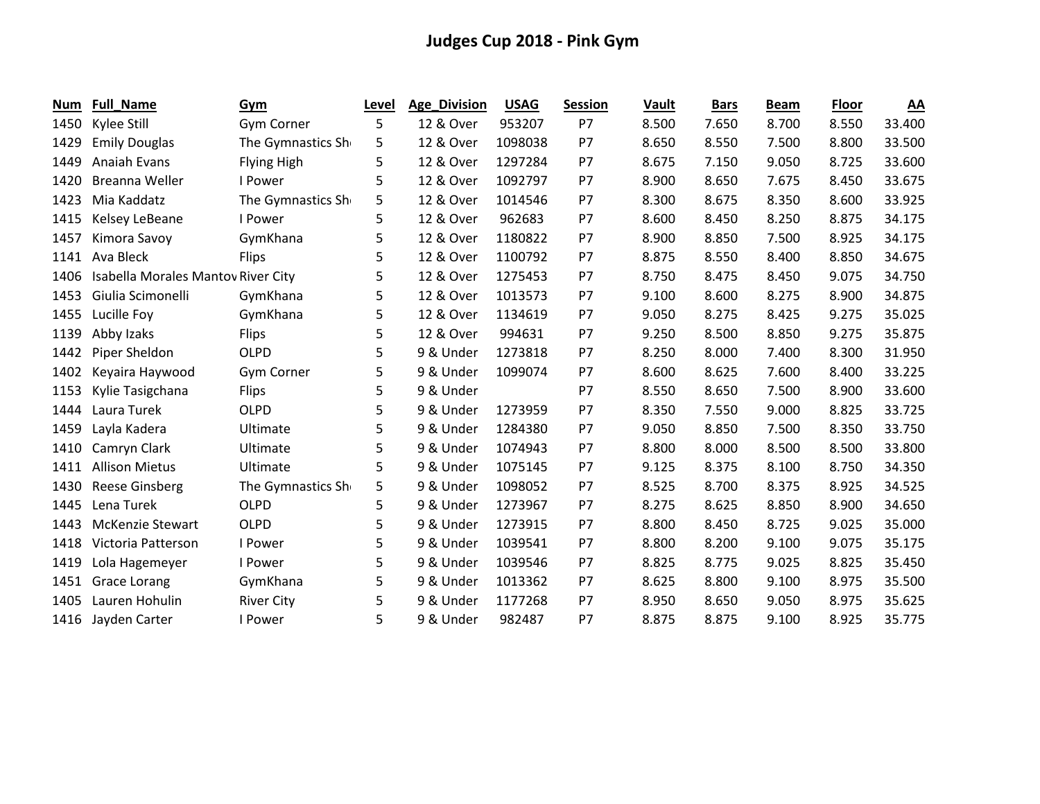# Judges Cup 2018 - Pink Gym

| Num | Full_Name | Gym | Level | Age_Division | USAG | Session | Vault | Bars | Beam | Floor | AA |
|---|---|---|---|---|---|---|---|---|---|---|---|
| 1450 | Kylee Still | Gym Corner | 5 | 12 & Over | 953207 | P7 | 8.500 | 7.650 | 8.700 | 8.550 | 33.400 |
| 1429 | Emily Douglas | The Gymnastics Sh | 5 | 12 & Over | 1098038 | P7 | 8.650 | 8.550 | 7.500 | 8.800 | 33.500 |
| 1449 | Anaiah Evans | Flying High | 5 | 12 & Over | 1297284 | P7 | 8.675 | 7.150 | 9.050 | 8.725 | 33.600 |
| 1420 | Breanna Weller | I Power | 5 | 12 & Over | 1092797 | P7 | 8.900 | 8.650 | 7.675 | 8.450 | 33.675 |
| 1423 | Mia Kaddatz | The Gymnastics Sh | 5 | 12 & Over | 1014546 | P7 | 8.300 | 8.675 | 8.350 | 8.600 | 33.925 |
| 1415 | Kelsey LeBeane | I Power | 5 | 12 & Over | 962683 | P7 | 8.600 | 8.450 | 8.250 | 8.875 | 34.175 |
| 1457 | Kimora Savoy | GymKhana | 5 | 12 & Over | 1180822 | P7 | 8.900 | 8.850 | 7.500 | 8.925 | 34.175 |
| 1141 | Ava Bleck | Flips | 5 | 12 & Over | 1100792 | P7 | 8.875 | 8.550 | 8.400 | 8.850 | 34.675 |
| 1406 | Isabella Morales Mantov | River City | 5 | 12 & Over | 1275453 | P7 | 8.750 | 8.475 | 8.450 | 9.075 | 34.750 |
| 1453 | Giulia Scimonelli | GymKhana | 5 | 12 & Over | 1013573 | P7 | 9.100 | 8.600 | 8.275 | 8.900 | 34.875 |
| 1455 | Lucille Foy | GymKhana | 5 | 12 & Over | 1134619 | P7 | 9.050 | 8.275 | 8.425 | 9.275 | 35.025 |
| 1139 | Abby Izaks | Flips | 5 | 12 & Over | 994631 | P7 | 9.250 | 8.500 | 8.850 | 9.275 | 35.875 |
| 1442 | Piper Sheldon | OLPD | 5 | 9 & Under | 1273818 | P7 | 8.250 | 8.000 | 7.400 | 8.300 | 31.950 |
| 1402 | Keyaira Haywood | Gym Corner | 5 | 9 & Under | 1099074 | P7 | 8.600 | 8.625 | 7.600 | 8.400 | 33.225 |
| 1153 | Kylie Tasigchana | Flips | 5 | 9 & Under | | P7 | 8.550 | 8.650 | 7.500 | 8.900 | 33.600 |
| 1444 | Laura Turek | OLPD | 5 | 9 & Under | 1273959 | P7 | 8.350 | 7.550 | 9.000 | 8.825 | 33.725 |
| 1459 | Layla Kadera | Ultimate | 5 | 9 & Under | 1284380 | P7 | 9.050 | 8.850 | 7.500 | 8.350 | 33.750 |
| 1410 | Camryn Clark | Ultimate | 5 | 9 & Under | 1074943 | P7 | 8.800 | 8.000 | 8.500 | 8.500 | 33.800 |
| 1411 | Allison Mietus | Ultimate | 5 | 9 & Under | 1075145 | P7 | 9.125 | 8.375 | 8.100 | 8.750 | 34.350 |
| 1430 | Reese Ginsberg | The Gymnastics Sh | 5 | 9 & Under | 1098052 | P7 | 8.525 | 8.700 | 8.375 | 8.925 | 34.525 |
| 1445 | Lena Turek | OLPD | 5 | 9 & Under | 1273967 | P7 | 8.275 | 8.625 | 8.850 | 8.900 | 34.650 |
| 1443 | McKenzie Stewart | OLPD | 5 | 9 & Under | 1273915 | P7 | 8.800 | 8.450 | 8.725 | 9.025 | 35.000 |
| 1418 | Victoria Patterson | I Power | 5 | 9 & Under | 1039541 | P7 | 8.800 | 8.200 | 9.100 | 9.075 | 35.175 |
| 1419 | Lola Hagemeyer | I Power | 5 | 9 & Under | 1039546 | P7 | 8.825 | 8.775 | 9.025 | 8.825 | 35.450 |
| 1451 | Grace Lorang | GymKhana | 5 | 9 & Under | 1013362 | P7 | 8.625 | 8.800 | 9.100 | 8.975 | 35.500 |
| 1405 | Lauren Hohulin | River City | 5 | 9 & Under | 1177268 | P7 | 8.950 | 8.650 | 9.050 | 8.975 | 35.625 |
| 1416 | Jayden Carter | I Power | 5 | 9 & Under | 982487 | P7 | 8.875 | 8.875 | 9.100 | 8.925 | 35.775 |